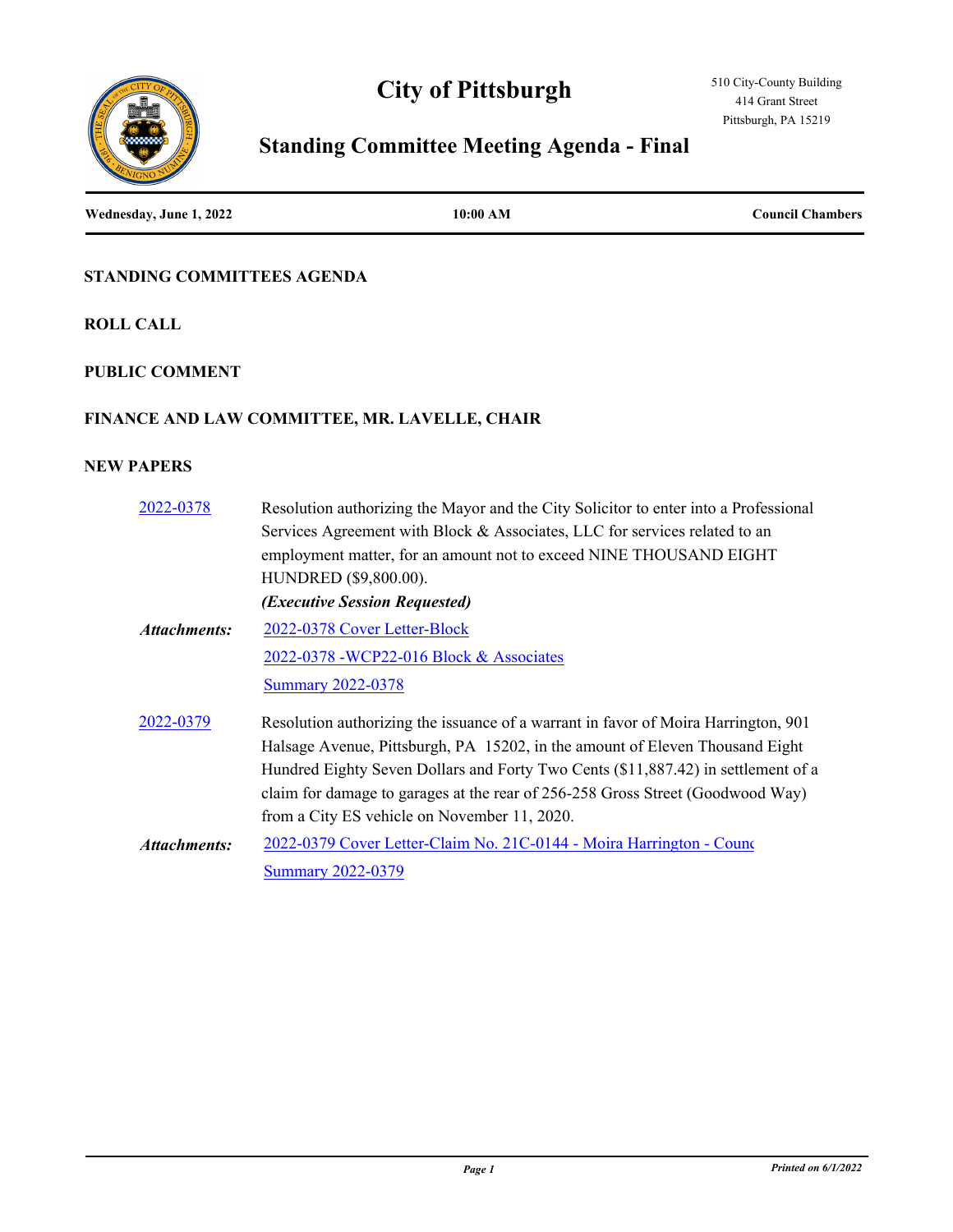# City of Pittsburgh

510 City-County Building
414 Grant Street
Pittsburgh, PA 15219

## Standing Committee Meeting Agenda - Final

**Wednesday, June 1, 2022** | **10:00 AM** | **Council Chambers**

### STANDING COMMITTEES AGENDA

### ROLL CALL

### PUBLIC COMMENT

### FINANCE AND LAW COMMITTEE, MR. LAVELLE, CHAIR

### NEW PAPERS

**2022-0378** Resolution authorizing the Mayor and the City Solicitor to enter into a Professional Services Agreement with Block & Associates, LLC for services related to an employment matter, for an amount not to exceed NINE THOUSAND EIGHT HUNDRED ($9,800.00).

***(Executive Session Requested)***

***Attachments:*** 2022-0378 Cover Letter-Block
2022-0378 -WCP22-016 Block & Associates
Summary 2022-0378

**2022-0379** Resolution authorizing the issuance of a warrant in favor of Moira Harrington, 901 Halsage Avenue, Pittsburgh, PA 15202, in the amount of Eleven Thousand Eight Hundred Eighty Seven Dollars and Forty Two Cents ($11,887.42) in settlement of a claim for damage to garages at the rear of 256-258 Gross Street (Goodwood Way) from a City ES vehicle on November 11, 2020.

***Attachments:*** 2022-0379 Cover Letter-Claim No. 21C-0144 - Moira Harrington - Counc
Summary 2022-0379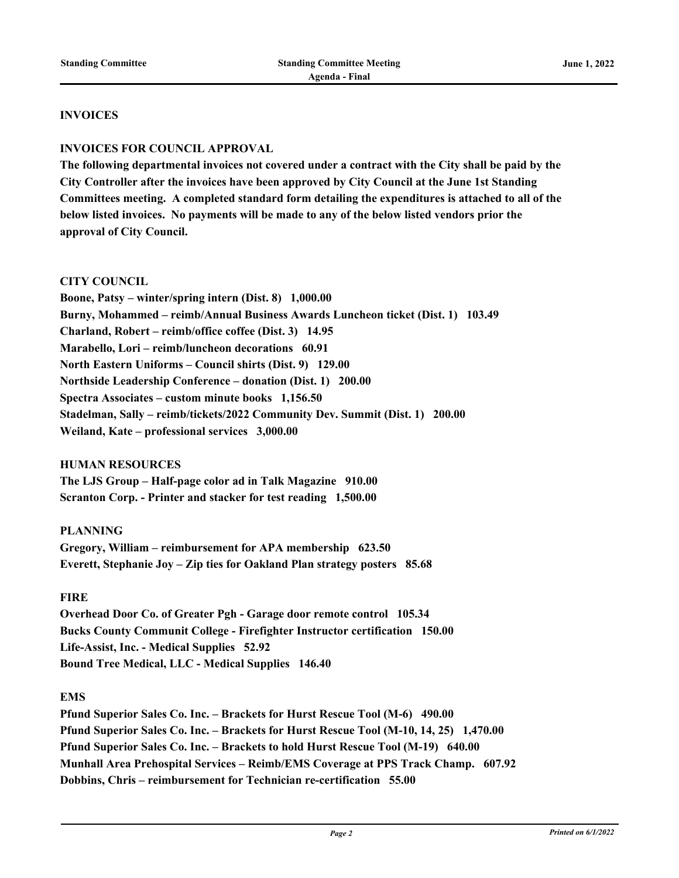## INVOICES

### INVOICES FOR COUNCIL APPROVAL

**The following departmental invoices not covered under a contract with the City shall be paid by the City Controller after the invoices have been approved by City Council at the June 1st Standing Committees meeting. A completed standard form detailing the expenditures is attached to all of the below listed invoices. No payments will be made to any of the below listed vendors prior the approval of City Council.**

**CITY COUNCIL**

**Boone, Patsy – winter/spring intern (Dist. 8) 1,000.00**
**Burny, Mohammed – reimb/Annual Business Awards Luncheon ticket (Dist. 1) 103.49**
**Charland, Robert – reimb/office coffee (Dist. 3) 14.95**
**Marabello, Lori – reimb/luncheon decorations 60.91**
**North Eastern Uniforms – Council shirts (Dist. 9) 129.00**
**Northside Leadership Conference – donation (Dist. 1) 200.00**
**Spectra Associates – custom minute books 1,156.50**
**Stadelman, Sally – reimb/tickets/2022 Community Dev. Summit (Dist. 1) 200.00**
**Weiland, Kate – professional services 3,000.00**

**HUMAN RESOURCES**

**The LJS Group – Half-page color ad in Talk Magazine 910.00**
**Scranton Corp. - Printer and stacker for test reading 1,500.00**

**PLANNING**

**Gregory, William – reimbursement for APA membership 623.50**
**Everett, Stephanie Joy – Zip ties for Oakland Plan strategy posters 85.68**

**FIRE**

**Overhead Door Co. of Greater Pgh - Garage door remote control 105.34**
**Bucks County Communit College - Firefighter Instructor certification 150.00**
**Life-Assist, Inc. - Medical Supplies 52.92**
**Bound Tree Medical, LLC - Medical Supplies 146.40**

**EMS**

**Pfund Superior Sales Co. Inc. – Brackets for Hurst Rescue Tool (M-6) 490.00**
**Pfund Superior Sales Co. Inc. – Brackets for Hurst Rescue Tool (M-10, 14, 25) 1,470.00**
**Pfund Superior Sales Co. Inc. – Brackets to hold Hurst Rescue Tool (M-19) 640.00**
**Munhall Area Prehospital Services – Reimb/EMS Coverage at PPS Track Champ. 607.92**
**Dobbins, Chris – reimbursement for Technician re-certification 55.00**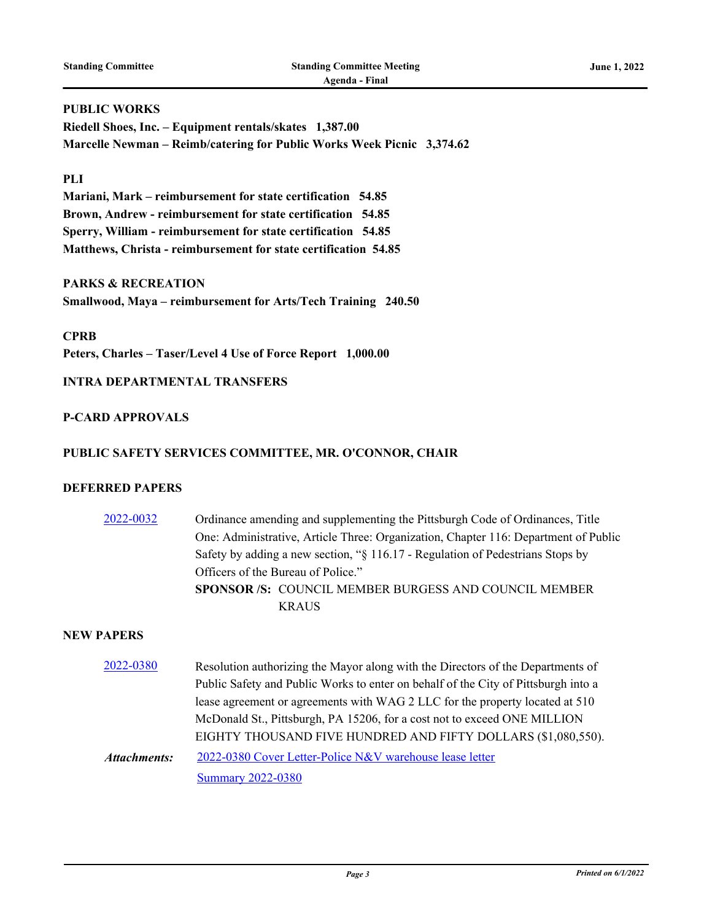**PUBLIC WORKS**

**Riedell Shoes, Inc. – Equipment rentals/skates 1,387.00**

**Marcelle Newman – Reimb/catering for Public Works Week Picnic 3,374.62**

**PLI**

**Mariani, Mark – reimbursement for state certification 54.85**

**Brown, Andrew - reimbursement for state certification 54.85**

**Sperry, William - reimbursement for state certification 54.85**

**Matthews, Christa - reimbursement for state certification 54.85**

**PARKS & RECREATION**

**Smallwood, Maya – reimbursement for Arts/Tech Training 240.50**

**CPRB**

**Peters, Charles – Taser/Level 4 Use of Force Report 1,000.00**

**INTRA DEPARTMENTAL TRANSFERS**

**P-CARD APPROVALS**

**PUBLIC SAFETY SERVICES COMMITTEE, MR. O'CONNOR, CHAIR**

**DEFERRED PAPERS**

2022-0032 Ordinance amending and supplementing the Pittsburgh Code of Ordinances, Title One: Administrative, Article Three: Organization, Chapter 116: Department of Public Safety by adding a new section, "§ 116.17 - Regulation of Pedestrians Stops by Officers of the Bureau of Police."

**SPONSOR /S:** COUNCIL MEMBER BURGESS AND COUNCIL MEMBER KRAUS

**NEW PAPERS**

2022-0380 Resolution authorizing the Mayor along with the Directors of the Departments of Public Safety and Public Works to enter on behalf of the City of Pittsburgh into a lease agreement or agreements with WAG 2 LLC for the property located at 510 McDonald St., Pittsburgh, PA 15206, for a cost not to exceed ONE MILLION EIGHTY THOUSAND FIVE HUNDRED AND FIFTY DOLLARS ($1,080,550).

*Attachments:* 2022-0380 Cover Letter-Police N&V warehouse lease letter

Summary 2022-0380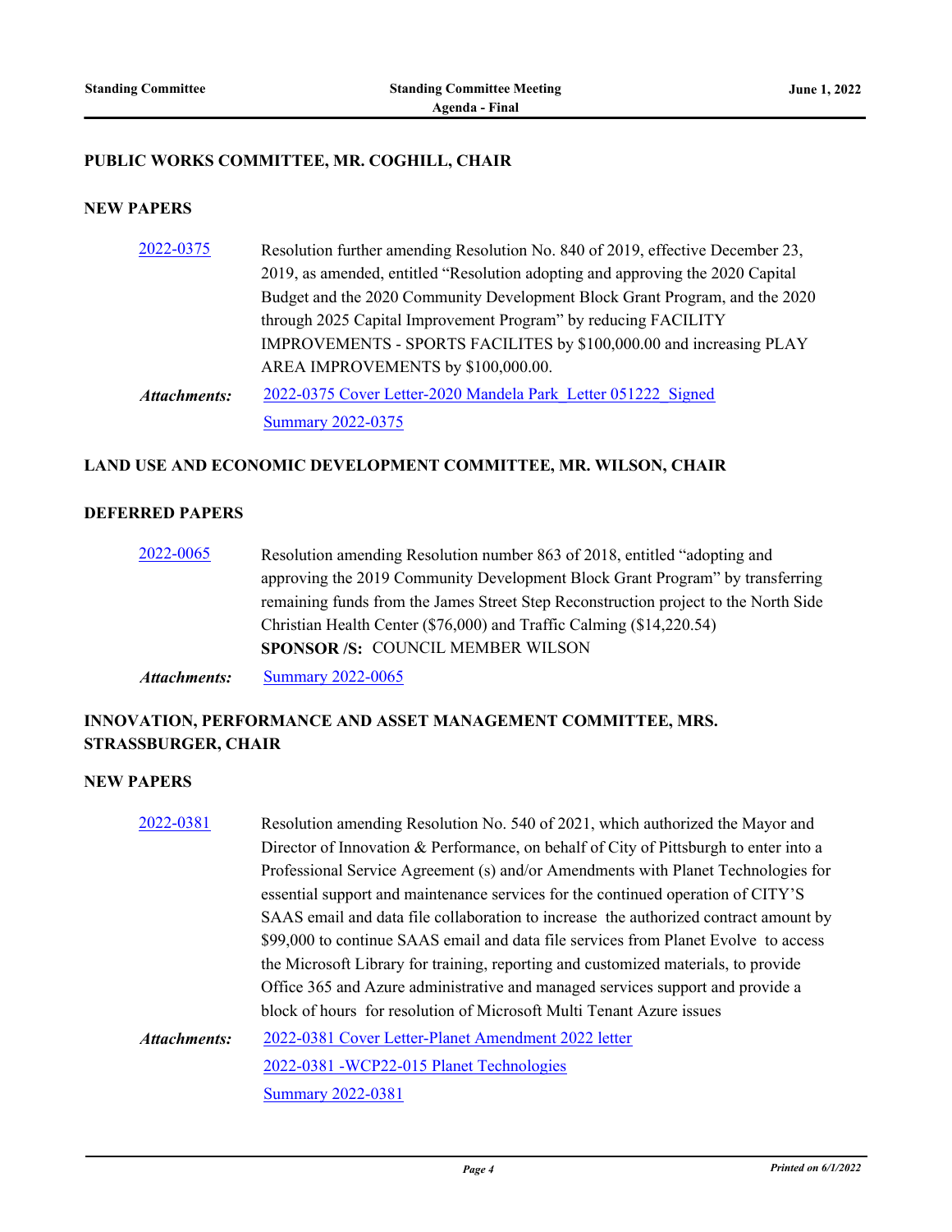## PUBLIC WORKS COMMITTEE, MR. COGHILL, CHAIR

### NEW PAPERS

[2022-0375](2022-0375) Resolution further amending Resolution No. 840 of 2019, effective December 23, 2019, as amended, entitled "Resolution adopting and approving the 2020 Capital Budget and the 2020 Community Development Block Grant Program, and the 2020 through 2025 Capital Improvement Program" by reducing FACILITY IMPROVEMENTS - SPORTS FACILITES by $100,000.00 and increasing PLAY AREA IMPROVEMENTS by $100,000.00.

***Attachments:*** 2022-0375 Cover Letter-2020 Mandela Park_Letter 051222_Signed
Summary 2022-0375

## LAND USE AND ECONOMIC DEVELOPMENT COMMITTEE, MR. WILSON, CHAIR

### DEFERRED PAPERS

2022-0065 Resolution amending Resolution number 863 of 2018, entitled "adopting and approving the 2019 Community Development Block Grant Program" by transferring remaining funds from the James Street Step Reconstruction project to the North Side Christian Health Center ($76,000) and Traffic Calming ($14,220.54)
**SPONSOR /S:** COUNCIL MEMBER WILSON

***Attachments:*** Summary 2022-0065

## INNOVATION, PERFORMANCE AND ASSET MANAGEMENT COMMITTEE, MRS. STRASSBURGER, CHAIR

### NEW PAPERS

2022-0381 Resolution amending Resolution No. 540 of 2021, which authorized the Mayor and Director of Innovation & Performance, on behalf of City of Pittsburgh to enter into a Professional Service Agreement (s) and/or Amendments with Planet Technologies for essential support and maintenance services for the continued operation of CITY'S SAAS email and data file collaboration to increase the authorized contract amount by $99,000 to continue SAAS email and data file services from Planet Evolve to access the Microsoft Library for training, reporting and customized materials, to provide Office 365 and Azure administrative and managed services support and provide a block of hours for resolution of Microsoft Multi Tenant Azure issues

***Attachments:*** 2022-0381 Cover Letter-Planet Amendment 2022 letter
2022-0381 -WCP22-015 Planet Technologies
Summary 2022-0381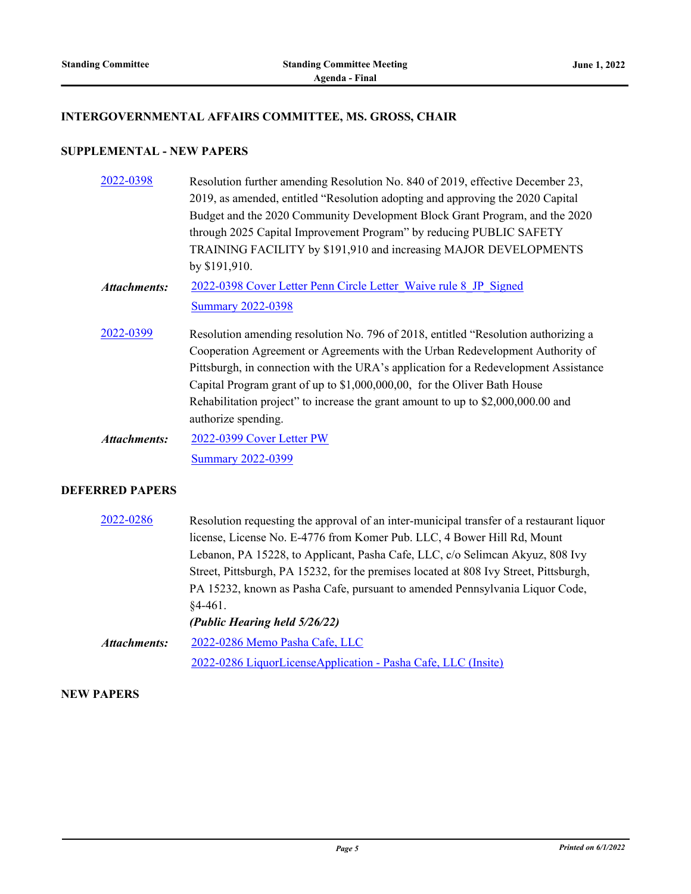## INTERGOVERNMENTAL AFFAIRS COMMITTEE, MS. GROSS, CHAIR

### SUPPLEMENTAL - NEW PAPERS

**2022-0398** Resolution further amending Resolution No. 840 of 2019, effective December 23, 2019, as amended, entitled "Resolution adopting and approving the 2020 Capital Budget and the 2020 Community Development Block Grant Program, and the 2020 through 2025 Capital Improvement Program" by reducing PUBLIC SAFETY TRAINING FACILITY by $191,910 and increasing MAJOR DEVELOPMENTS by $191,910.

***Attachments:*** 2022-0398 Cover Letter Penn Circle Letter_Waive rule 8_JP_Signed
Summary 2022-0398

**2022-0399** Resolution amending resolution No. 796 of 2018, entitled "Resolution authorizing a Cooperation Agreement or Agreements with the Urban Redevelopment Authority of Pittsburgh, in connection with the URA's application for a Redevelopment Assistance Capital Program grant of up to $1,000,000,00, for the Oliver Bath House Rehabilitation project" to increase the grant amount to up to $2,000,000.00 and authorize spending.

***Attachments:*** 2022-0399 Cover Letter PW
Summary 2022-0399

### DEFERRED PAPERS

**2022-0286** Resolution requesting the approval of an inter-municipal transfer of a restaurant liquor license, License No. E-4776 from Komer Pub. LLC, 4 Bower Hill Rd, Mount Lebanon, PA 15228, to Applicant, Pasha Cafe, LLC, c/o Selimcan Akyuz, 808 Ivy Street, Pittsburgh, PA 15232, for the premises located at 808 Ivy Street, Pittsburgh, PA 15232, known as Pasha Cafe, pursuant to amended Pennsylvania Liquor Code, §4-461.
***(Public Hearing held 5/26/22)***

***Attachments:*** 2022-0286 Memo Pasha Cafe, LLC
2022-0286 LiquorLicenseApplication - Pasha Cafe, LLC (Insite)

### NEW PAPERS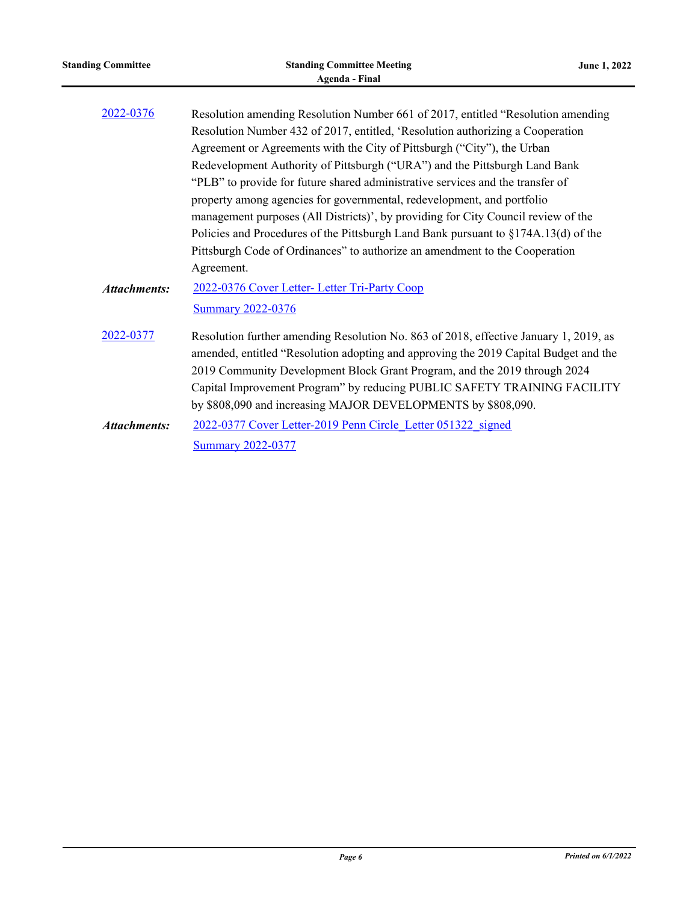2022-0376

Resolution amending Resolution Number 661 of 2017, entitled "Resolution amending Resolution Number 432 of 2017, entitled, 'Resolution authorizing a Cooperation Agreement or Agreements with the City of Pittsburgh ("City"), the Urban Redevelopment Authority of Pittsburgh ("URA") and the Pittsburgh Land Bank "PLB" to provide for future shared administrative services and the transfer of property among agencies for governmental, redevelopment, and portfolio management purposes (All Districts)', by providing for City Council review of the Policies and Procedures of the Pittsburgh Land Bank pursuant to §174A.13(d) of the Pittsburgh Code of Ordinances" to authorize an amendment to the Cooperation Agreement.

***Attachments:*** 2022-0376 Cover Letter- Letter Tri-Party Coop

Summary 2022-0376

2022-0377

Resolution further amending Resolution No. 863 of 2018, effective January 1, 2019, as amended, entitled "Resolution adopting and approving the 2019 Capital Budget and the 2019 Community Development Block Grant Program, and the 2019 through 2024 Capital Improvement Program" by reducing PUBLIC SAFETY TRAINING FACILITY by $808,090 and increasing MAJOR DEVELOPMENTS by $808,090.

***Attachments:*** 2022-0377 Cover Letter-2019 Penn Circle_Letter 051322_signed

Summary 2022-0377